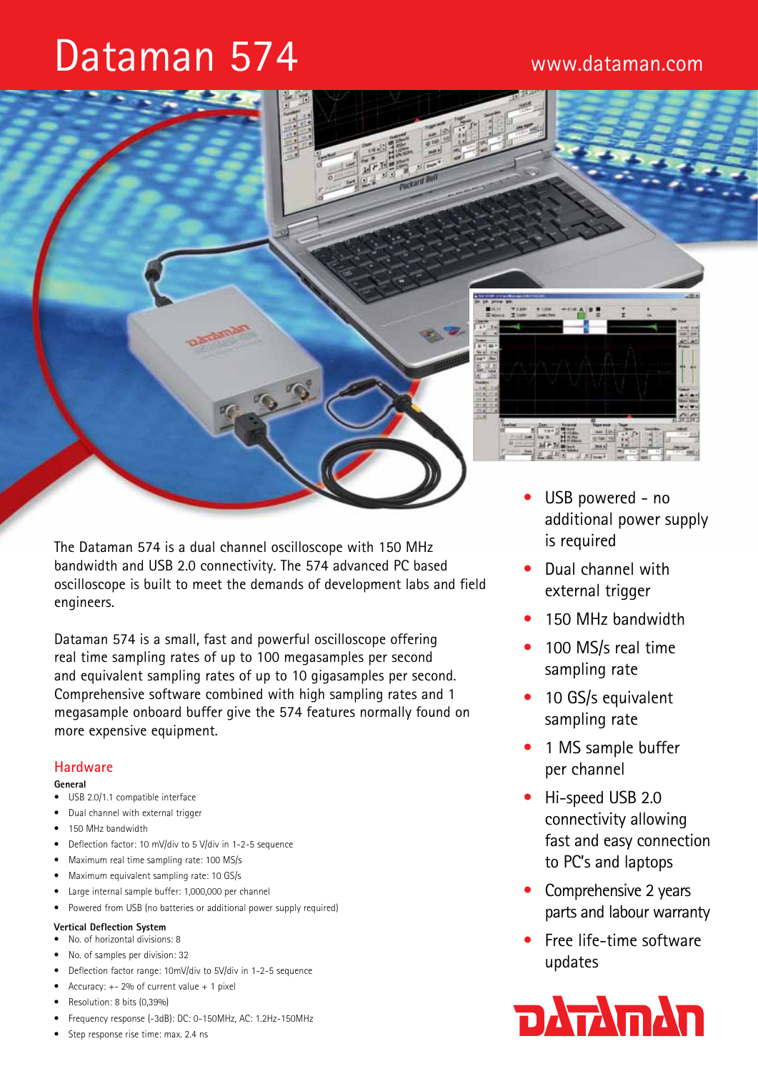# Dataman 574

www.dataman.com

The Dataman 574 is a dual channel oscilloscope with 150 MHz bandwidth and USB 2.0 connectivity. The 574 advanced PC based oscilloscope is built to meet the demands of development labs and field engineers.

Dataman 574 is a small, fast and powerful oscilloscope offering real time sampling rates of up to 100 megasamples per second and equivalent sampling rates of up to 10 gigasamples per second. Comprehensive software combined with high sampling rates and 1 megasample onboard buffer give the 574 features normally found on more expensive equipment.

## Hardware

**General**

- USB 2.0/1.1 compatible interface
- Dual channel with external trigger
- 150 MHz bandwidth
- Deflection factor: 10 mV/div to 5 V/div in 1-2-5 sequence
- Maximum real time sampling rate: 100 MS/s
- Maximum equivalent sampling rate: 10 GS/s
- Large internal sample buffer: 1,000,000 per channel
- Powered from USB (no batteries or additional power supply required)

**Vertical Deflection System**

- No. of horizontal divisions: 8
- No. of samples per division: 32
- Deflection factor range: 10mV/div to 5V/div in 1-2-5 sequence
- Accuracy: +- 2% of current value + 1 pixel
- Resolution: 8 bits (0,39%)
- Frequency response (-3dB): DC: 0-150MHz, AC: 1.2Hz-150MHz
- Step response rise time: max. 2.4 ns

- USB powered - no additional power supply is required
- Dual channel with external trigger
- 150 MHz bandwidth
- 100 MS/s real time sampling rate
- 10 GS/s equivalent sampling rate
- 1 MS sample buffer per channel
- Hi-speed USB 2.0 connectivity allowing fast and easy connection to PC's and laptops
- Comprehensive 2 years parts and labour warranty
- Free life-time software updates

Dataman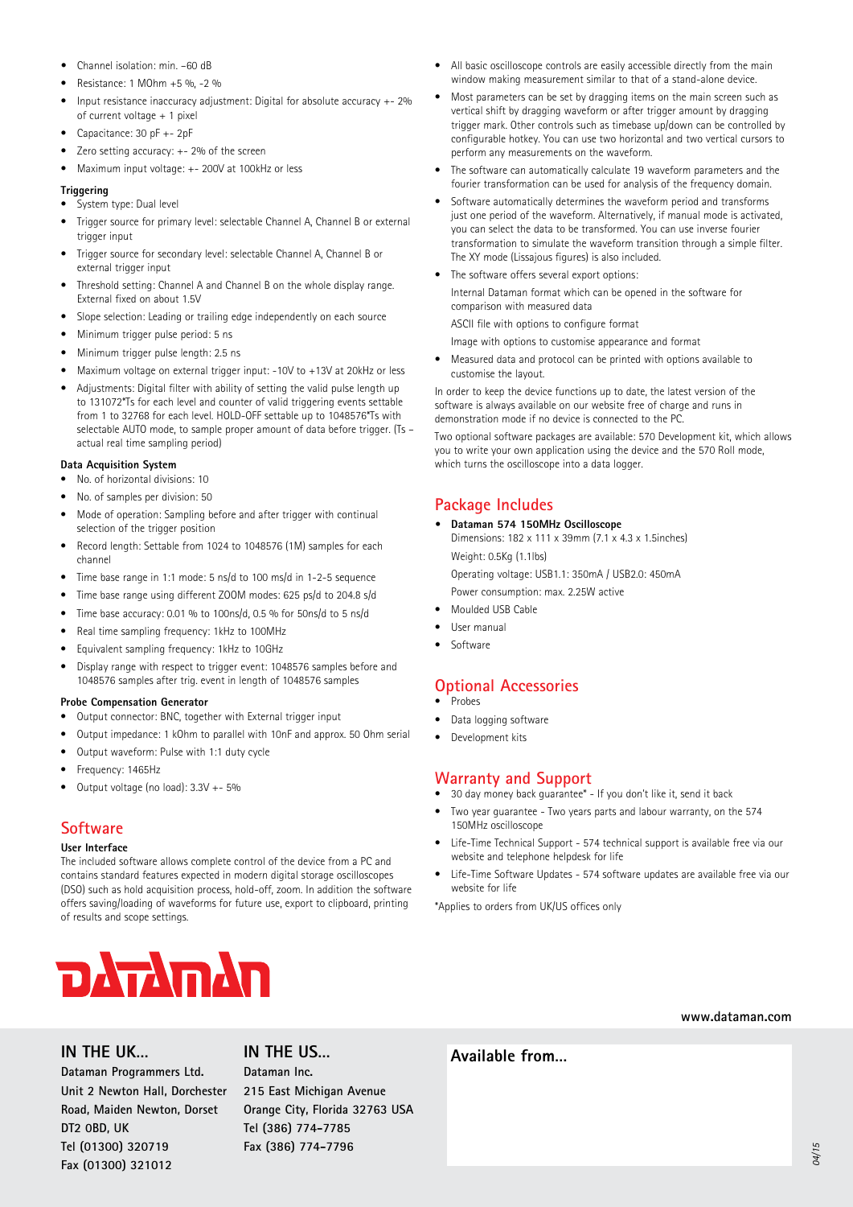- Channel isolation: min. –60 dB
- Resistance: 1 MOhm +5 %, -2 %
- Input resistance inaccuracy adjustment: Digital for absolute accuracy +- 2% of current voltage + 1 pixel
- Capacitance: 30 pF +- 2pF
- Zero setting accuracy: +- 2% of the screen
- Maximum input voltage: +- 200V at 100kHz or less

**Triggering**

- System type: Dual level
- Trigger source for primary level: selectable Channel A, Channel B or external trigger input
- Trigger source for secondary level: selectable Channel A, Channel B or external trigger input
- Threshold setting: Channel A and Channel B on the whole display range. External fixed on about 1.5V
- Slope selection: Leading or trailing edge independently on each source
- Minimum trigger pulse period: 5 ns
- Minimum trigger pulse length: 2.5 ns
- Maximum voltage on external trigger input: -10V to +13V at 20kHz or less
- Adjustments: Digital filter with ability of setting the valid pulse length up to 131072*Ts for each level and counter of valid triggering events settable from 1 to 32768 for each level. HOLD-OFF settable up to 1048576*Ts with selectable AUTO mode, to sample proper amount of data before trigger. (Ts – actual real time sampling period)

**Data Acquisition System**

- No. of horizontal divisions: 10
- No. of samples per division: 50
- Mode of operation: Sampling before and after trigger with continual selection of the trigger position
- Record length: Settable from 1024 to 1048576 (1M) samples for each channel
- Time base range in 1:1 mode: 5 ns/d to 100 ms/d in 1-2-5 sequence
- Time base range using different ZOOM modes: 625 ps/d to 204.8 s/d
- Time base accuracy: 0.01 % to 100ns/d, 0.5 % for 50ns/d to 5 ns/d
- Real time sampling frequency: 1kHz to 100MHz
- Equivalent sampling frequency: 1kHz to 10GHz
- Display range with respect to trigger event: 1048576 samples before and 1048576 samples after trig. event in length of 1048576 samples

**Probe Compensation Generator**

- Output connector: BNC, together with External trigger input
- Output impedance: 1 kOhm to parallel with 10nF and approx. 50 Ohm serial
- Output waveform: Pulse with 1:1 duty cycle
- Frequency: 1465Hz
- Output voltage (no load): 3.3V +- 5%

## Software

**User Interface**

The included software allows complete control of the device from a PC and contains standard features expected in modern digital storage oscilloscopes (DSO) such as hold acquisition process, hold-off, zoom. In addition the software offers saving/loading of waveforms for future use, export to clipboard, printing of results and scope settings.

- All basic oscilloscope controls are easily accessible directly from the main window making measurement similar to that of a stand-alone device.
- Most parameters can be set by dragging items on the main screen such as vertical shift by dragging waveform or after trigger amount by dragging trigger mark. Other controls such as timebase up/down can be controlled by configurable hotkey. You can use two horizontal and two vertical cursors to perform any measurements on the waveform.
- The software can automatically calculate 19 waveform parameters and the fourier transformation can be used for analysis of the frequency domain.
- Software automatically determines the waveform period and transforms just one period of the waveform. Alternatively, if manual mode is activated, you can select the data to be transformed. You can use inverse fourier transformation to simulate the waveform transition through a simple filter. The XY mode (Lissajous figures) is also included.
- The software offers several export options:

  Internal Dataman format which can be opened in the software for comparison with measured data

  ASCII file with options to configure format

  Image with options to customise appearance and format
- Measured data and protocol can be printed with options available to customise the layout.

In order to keep the device functions up to date, the latest version of the software is always available on our website free of charge and runs in demonstration mode if no device is connected to the PC.

Two optional software packages are available: 570 Development kit, which allows you to write your own application using the device and the 570 Roll mode, which turns the oscilloscope into a data logger.

## Package Includes

- **Dataman 574 150MHz Oscilloscope**

  Dimensions: 182 x 111 x 39mm (7.1 x 4.3 x 1.5inches)

  Weight: 0.5Kg (1.1lbs)

  Operating voltage: USB1.1: 350mA / USB2.0: 450mA

  Power consumption: max. 2.25W active
- Moulded USB Cable
- User manual
- Software

## Optional Accessories

- Probes
- Data logging software
- Development kits

## Warranty and Support

- 30 day money back guarantee* - If you don't like it, send it back
- Two year guarantee - Two years parts and labour warranty, on the 574 150MHz oscilloscope
- Life-Time Technical Support - 574 technical support is available free via our website and telephone helpdesk for life
- Life-Time Software Updates - 574 software updates are available free via our website for life

*Applies to orders from UK/US offices only

DATAMAN

www.dataman.com

## IN THE UK...

**Dataman Programmers Ltd.**
**Unit 2 Newton Hall, Dorchester Road, Maiden Newton, Dorset DT2 0BD, UK**
**Tel (01300) 320719**
**Fax (01300) 321012**

## IN THE US...

**Dataman Inc.**
**215 East Michigan Avenue**
**Orange City, Florida 32763 USA**
**Tel (386) 774-7785**
**Fax (386) 774-7796**

## Available from...

04/15